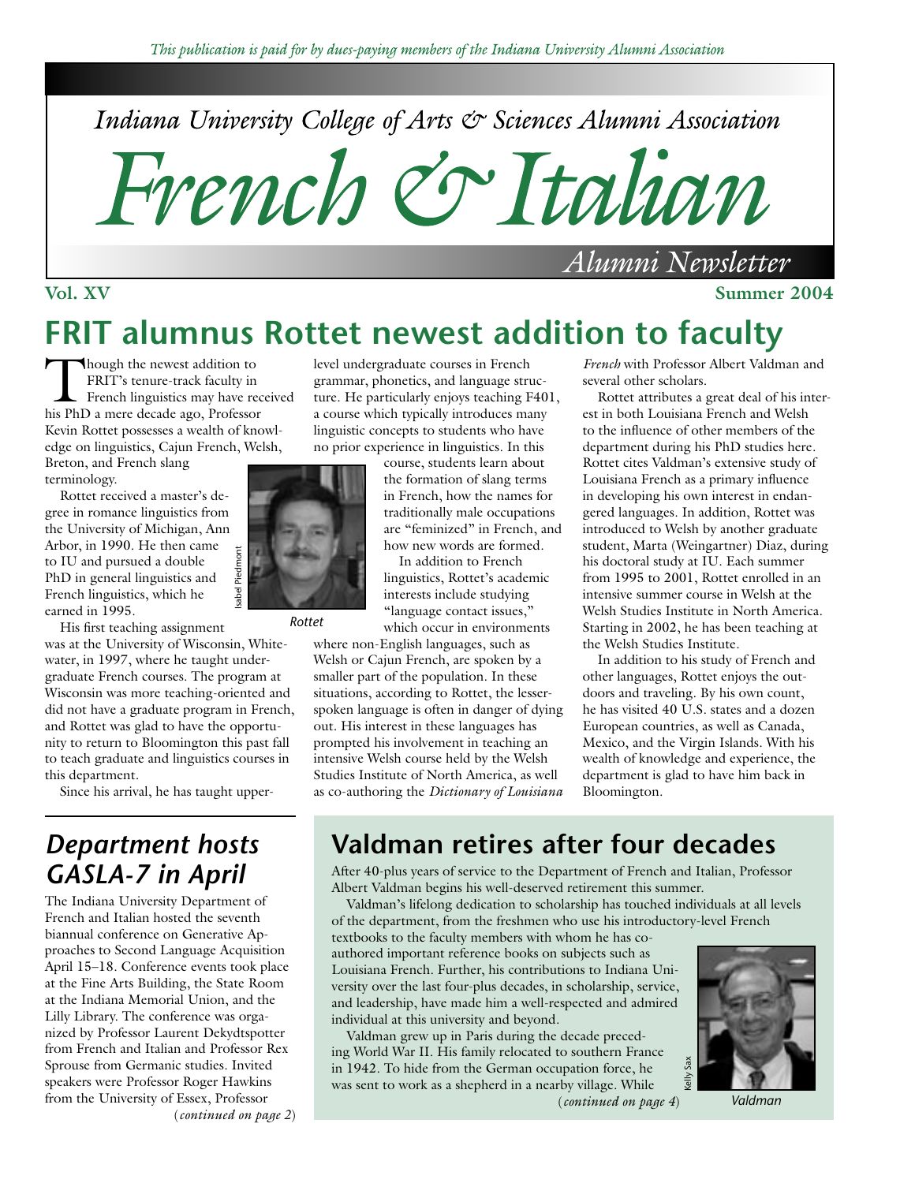*This publication is paid for by dues-paying members of the Indiana University Alumni Association*

*Indiana University College of Arts & Sciences Alumni Association*

# *French & Italian*

*Alumni Newsletter*

**Vol. XV** **Summer 2004**

## FRIT alumnus Rottet newest addition to faculty

Though the newest addition to FRIT's tenure-track faculty in French linguistics may have received his PhD a mere decade ago, Professor Kevin Rottet possesses a wealth of knowledge on linguistics, Cajun French, Welsh, Breton, and French slang terminology.

Rottet received a master's degree in romance linguistics from the University of Michigan, Ann Arbor, in 1990. He then came to IU and pursued a double PhD in general linguistics and French linguistics, which he earned in 1995.

Isabel Piedmont

*Rottet*

His first teaching assignment was at the University of Wisconsin, Whitewater, in 1997, where he taught undergraduate French courses. The program at Wisconsin was more teaching-oriented and did not have a graduate program in French, and Rottet was glad to have the opportunity to return to Bloomington this past fall to teach graduate and linguistics courses in this department.

Since his arrival, he has taught upper-level undergraduate courses in French grammar, phonetics, and language structure. He particularly enjoys teaching F401, a course which typically introduces many linguistic concepts to students who have no prior experience in linguistics. In this course, students learn about the formation of slang terms in French, how the names for traditionally male occupations are "feminized" in French, and how new words are formed.

In addition to French linguistics, Rottet's academic interests include studying "language contact issues," which occur in environments where non-English languages, such as Welsh or Cajun French, are spoken by a smaller part of the population. In these situations, according to Rottet, the lesser-spoken language is often in danger of dying out. His interest in these languages has prompted his involvement in teaching an intensive Welsh course held by the Welsh Studies Institute of North America, as well as co-authoring the *Dictionary of Louisiana French* with Professor Albert Valdman and several other scholars.

Rottet attributes a great deal of his interest in both Louisiana French and Welsh to the influence of other members of the department during his PhD studies here. Rottet cites Valdman's extensive study of Louisiana French as a primary influence in developing his own interest in endangered languages. In addition, Rottet was introduced to Welsh by another graduate student, Marta (Weingartner) Diaz, during his doctoral study at IU. Each summer from 1995 to 2001, Rottet enrolled in an intensive summer course in Welsh at the Welsh Studies Institute in North America. Starting in 2002, he has been teaching at the Welsh Studies Institute.

In addition to his study of French and other languages, Rottet enjoys the outdoors and traveling. By his own count, he has visited 40 U.S. states and a dozen European countries, as well as Canada, Mexico, and the Virgin Islands. With his wealth of knowledge and experience, the department is glad to have him back in Bloomington.

## *Department hosts GASLA-7 in April*

The Indiana University Department of French and Italian hosted the seventh biannual conference on Generative Approaches to Second Language Acquisition April 15–18. Conference events took place at the Fine Arts Building, the State Room at the Indiana Memorial Union, and the Lilly Library. The conference was organized by Professor Laurent Dekydtspotter from French and Italian and Professor Rex Sprouse from Germanic studies. Invited speakers were Professor Roger Hawkins from the University of Essex, Professor

(*continued on page 2*)

## Valdman retires after four decades

After 40-plus years of service to the Department of French and Italian, Professor Albert Valdman begins his well-deserved retirement this summer.

Valdman's lifelong dedication to scholarship has touched individuals at all levels of the department, from the freshmen who use his introductory-level French textbooks to the faculty members with whom he has co-authored important reference books on subjects such as Louisiana French. Further, his contributions to Indiana University over the last four-plus decades, in scholarship, service, and leadership, have made him a well-respected and admired individual at this university and beyond.

Valdman grew up in Paris during the decade preceding World War II. His family relocated to southern France in 1942. To hide from the German occupation force, he was sent to work as a shepherd in a nearby village. While

(*continued on page 4*)

Kelly Sax

*Valdman*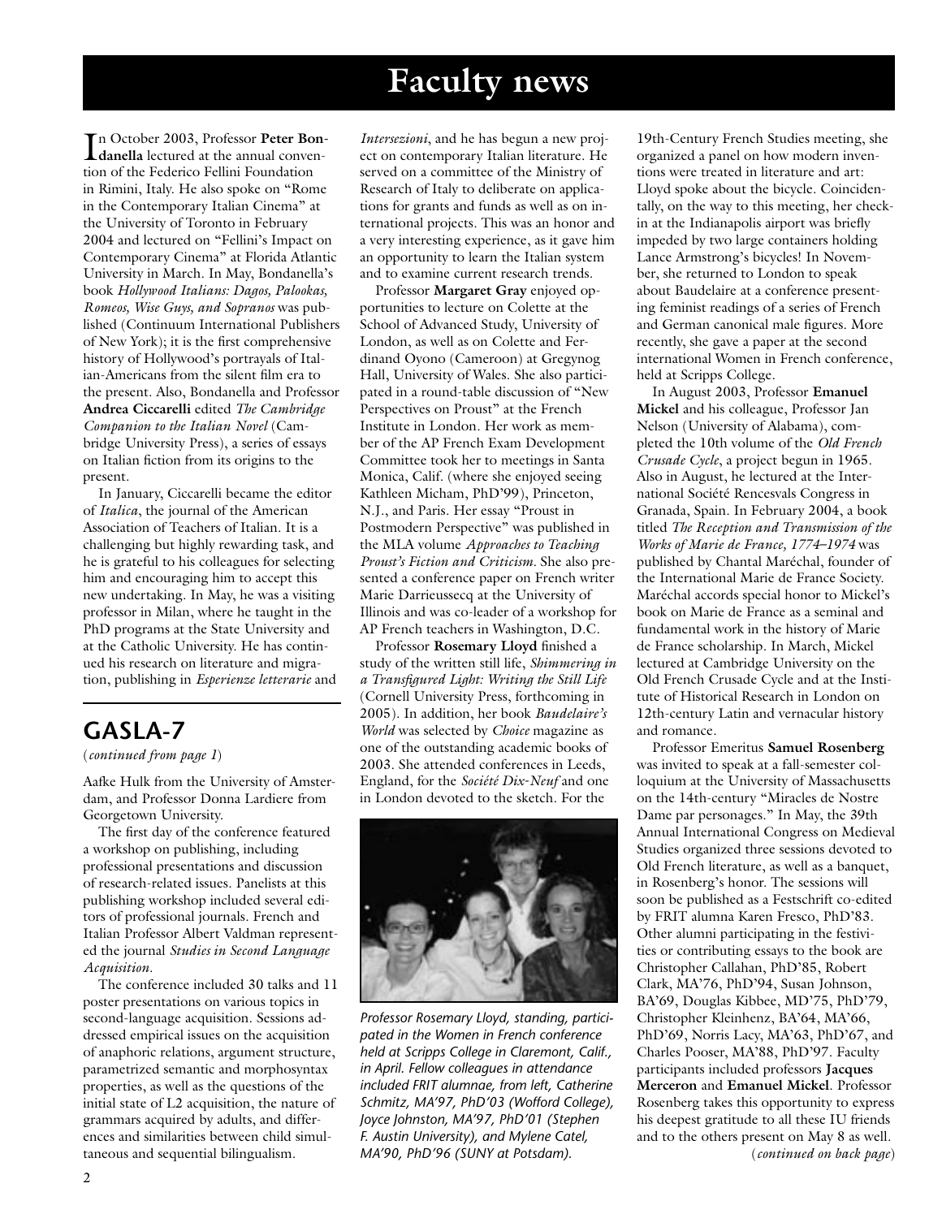# Faculty news

In October 2003, Professor **Peter Bondanella** lectured at the annual convention of the Federico Fellini Foundation in Rimini, Italy. He also spoke on "Rome in the Contemporary Italian Cinema" at the University of Toronto in February 2004 and lectured on "Fellini's Impact on Contemporary Cinema" at Florida Atlantic University in March. In May, Bondanella's book *Hollywood Italians: Dagos, Palookas, Romeos, Wise Guys, and Sopranos* was published (Continuum International Publishers of New York); it is the first comprehensive history of Hollywood's portrayals of Italian-Americans from the silent film era to the present. Also, Bondanella and Professor **Andrea Ciccarelli** edited *The Cambridge Companion to the Italian Novel* (Cambridge University Press), a series of essays on Italian fiction from its origins to the present.

In January, Ciccarelli became the editor of *Italica*, the journal of the American Association of Teachers of Italian. It is a challenging but highly rewarding task, and he is grateful to his colleagues for selecting him and encouraging him to accept this new undertaking. In May, he was a visiting professor in Milan, where he taught in the PhD programs at the State University and at the Catholic University. He has continued his research on literature and migration, publishing in *Esperienze letterarie* and *Intersezioni*, and he has begun a new project on contemporary Italian literature. He served on a committee of the Ministry of Research of Italy to deliberate on applications for grants and funds as well as on international projects. This was an honor and a very interesting experience, as it gave him an opportunity to learn the Italian system and to examine current research trends.

Professor **Margaret Gray** enjoyed opportunities to lecture on Colette at the School of Advanced Study, University of London, as well as on Colette and Ferdinand Oyono (Cameroon) at Gregynog Hall, University of Wales. She also participated in a round-table discussion of "New Perspectives on Proust" at the French Institute in London. Her work as member of the AP French Exam Development Committee took her to meetings in Santa Monica, Calif. (where she enjoyed seeing Kathleen Micham, PhD'99), Princeton, N.J., and Paris. Her essay "Proust in Postmodern Perspective" was published in the MLA volume *Approaches to Teaching Proust's Fiction and Criticism*. She also presented a conference paper on French writer Marie Darrieussecq at the University of Illinois and was co-leader of a workshop for AP French teachers in Washington, D.C.

Professor **Rosemary Lloyd** finished a study of the written still life, *Shimmering in a Transfigured Light: Writing the Still Life* (Cornell University Press, forthcoming in 2005). In addition, her book *Baudelaire's World* was selected by *Choice* magazine as one of the outstanding academic books of 2003. She attended conferences in Leeds, England, for the *Société Dix-Neuf* and one in London devoted to the sketch. For the 19th-Century French Studies meeting, she organized a panel on how modern inventions were treated in literature and art: Lloyd spoke about the bicycle. Coincidentally, on the way to this meeting, her check-in at the Indianapolis airport was briefly impeded by two large containers holding Lance Armstrong's bicycles! In November, she returned to London to speak about Baudelaire at a conference presenting feminist readings of a series of French and German canonical male figures. More recently, she gave a paper at the second international Women in French conference, held at Scripps College.

*Professor Rosemary Lloyd, standing, participated in the Women in French conference held at Scripps College in Claremont, Calif., in April. Fellow colleagues in attendance included FRIT alumnae, from left, Catherine Schmitz, MA'97, PhD'03 (Wofford College), Joyce Johnston, MA'97, PhD'01 (Stephen F. Austin University), and Mylene Catel, MA'90, PhD'96 (SUNY at Potsdam).*

In August 2003, Professor **Emanuel Mickel** and his colleague, Professor Jan Nelson (University of Alabama), completed the 10th volume of the *Old French Crusade Cycle*, a project begun in 1965. Also in August, he lectured at the International Société Rencesvals Congress in Granada, Spain. In February 2004, a book titled *The Reception and Transmission of the Works of Marie de France, 1774–1974* was published by Chantal Maréchal, founder of the International Marie de France Society. Maréchal accords special honor to Mickel's book on Marie de France as a seminal and fundamental work in the history of Marie de France scholarship. In March, Mickel lectured at Cambridge University on the Old French Crusade Cycle and at the Institute of Historical Research in London on 12th-century Latin and vernacular history and romance.

Professor Emeritus **Samuel Rosenberg** was invited to speak at a fall-semester colloquium at the University of Massachusetts on the 14th-century "Miracles de Nostre Dame par personages." In May, the 39th Annual International Congress on Medieval Studies organized three sessions devoted to Old French literature, as well as a banquet, in Rosenberg's honor. The sessions will soon be published as a Festschrift co-edited by FRIT alumna Karen Fresco, PhD'83. Other alumni participating in the festivities or contributing essays to the book are Christopher Callahan, PhD'85, Robert Clark, MA'76, PhD'94, Susan Johnson, BA'69, Douglas Kibbee, MD'75, PhD'79, Christopher Kleinhenz, BA'64, MA'66, PhD'69, Norris Lacy, MA'63, PhD'67, and Charles Pooser, MA'88, PhD'97. Faculty participants included professors **Jacques Merceron** and **Emanuel Mickel**. Professor Rosenberg takes this opportunity to express his deepest gratitude to all these IU friends and to the others present on May 8 as well.

(*continued on back page*)

## GASLA-7

(*continued from page 1*)

Aafke Hulk from the University of Amsterdam, and Professor Donna Lardiere from Georgetown University.

The first day of the conference featured a workshop on publishing, including professional presentations and discussion of research-related issues. Panelists at this publishing workshop included several editors of professional journals. French and Italian Professor Albert Valdman represented the journal *Studies in Second Language Acquisition*.

The conference included 30 talks and 11 poster presentations on various topics in second-language acquisition. Sessions addressed empirical issues on the acquisition of anaphoric relations, argument structure, parametrized semantic and morphosyntax properties, as well as the questions of the initial state of L2 acquisition, the nature of grammars acquired by adults, and differences and similarities between child simultaneous and sequential bilingualism.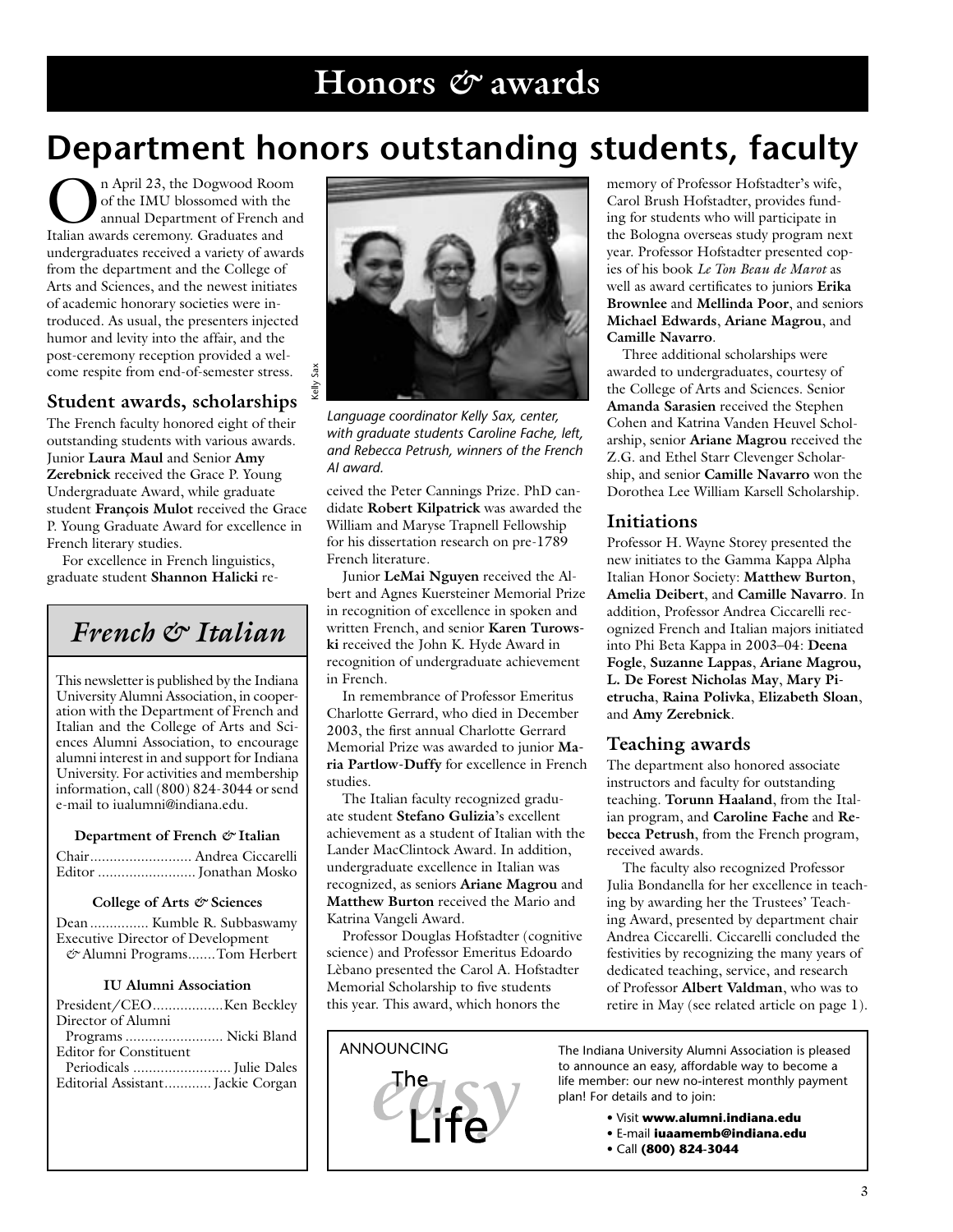# Honors & awards

## Department honors outstanding students, faculty

On April 23, the Dogwood Room of the IMU blossomed with the annual Department of French and Italian awards ceremony. Graduates and undergraduates received a variety of awards from the department and the College of Arts and Sciences, and the newest initiates of academic honorary societies were introduced. As usual, the presenters injected humor and levity into the affair, and the post-ceremony reception provided a welcome respite from end-of-semester stress.

### Student awards, scholarships

The French faculty honored eight of their outstanding students with various awards. Junior **Laura Maul** and Senior **Amy Zerebnick** received the Grace P. Young Undergraduate Award, while graduate student **François Mulot** received the Grace P. Young Graduate Award for excellence in French literary studies.

For excellence in French linguistics, graduate student **Shannon Halicki** received the Peter Cannings Prize. PhD candidate **Robert Kilpatrick** was awarded the William and Maryse Trapnell Fellowship for his dissertation research on pre-1789 French literature.

*Language coordinator Kelly Sax, center, with graduate students Caroline Fache, left, and Rebecca Petrush, winners of the French AI award.*

Kelly Sax

Junior **LeMai Nguyen** received the Albert and Agnes Kuersteiner Memorial Prize in recognition of excellence in spoken and written French, and senior **Karen Turowski** received the John K. Hyde Award in recognition of undergraduate achievement in French.

In remembrance of Professor Emeritus Charlotte Gerrard, who died in December 2003, the first annual Charlotte Gerrard Memorial Prize was awarded to junior **Maria Partlow-Duffy** for excellence in French studies.

The Italian faculty recognized graduate student **Stefano Gulizia**'s excellent achievement as a student of Italian with the Lander MacClintock Award. In addition, undergraduate excellence in Italian was recognized, as seniors **Ariane Magrou** and **Matthew Burton** received the Mario and Katrina Vangeli Award.

Professor Douglas Hofstadter (cognitive science) and Professor Emeritus Edoardo Lèbano presented the Carol A. Hofstadter Memorial Scholarship to five students this year. This award, which honors the memory of Professor Hofstadter's wife, Carol Brush Hofstadter, provides funding for students who will participate in the Bologna overseas study program next year. Professor Hofstadter presented copies of his book *Le Ton Beau de Marot* as well as award certificates to juniors **Erika Brownlee** and **Mellinda Poor**, and seniors **Michael Edwards**, **Ariane Magrou**, and **Camille Navarro**.

Three additional scholarships were awarded to undergraduates, courtesy of the College of Arts and Sciences. Senior **Amanda Sarasien** received the Stephen Cohen and Katrina Vanden Heuvel Scholarship, senior **Ariane Magrou** received the Z.G. and Ethel Starr Clevenger Scholarship, and senior **Camille Navarro** won the Dorothea Lee William Karsell Scholarship.

### Initiations

Professor H. Wayne Storey presented the new initiates to the Gamma Kappa Alpha Italian Honor Society: **Matthew Burton**, **Amelia Deibert**, and **Camille Navarro**. In addition, Professor Andrea Ciccarelli recognized French and Italian majors initiated into Phi Beta Kappa in 2003–04: **Deena Fogle**, **Suzanne Lappas**, **Ariane Magrou, L. De Forest Nicholas May**, **Mary Pietrucha**, **Raina Polivka**, **Elizabeth Sloan**, and **Amy Zerebnick**.

### Teaching awards

The department also honored associate instructors and faculty for outstanding teaching. **Torunn Haaland**, from the Italian program, and **Caroline Fache** and **Rebecca Petrush**, from the French program, received awards.

The faculty also recognized Professor Julia Bondanella for her excellence in teaching by awarding her the Trustees' Teaching Award, presented by department chair Andrea Ciccarelli. Ciccarelli concluded the festivities by recognizing the many years of dedicated teaching, service, and research of Professor **Albert Valdman**, who was to retire in May (see related article on page 1).

---

## *French & Italian*

This newsletter is published by the Indiana University Alumni Association, in cooperation with the Department of French and Italian and the College of Arts and Sciences Alumni Association, to encourage alumni interest in and support for Indiana University. For activities and membership information, call (800) 824-3044 or send e-mail to iualumni@indiana.edu.

**Department of French & Italian**

Chair .......................... Andrea Ciccarelli
Editor ......................... Jonathan Mosko

**College of Arts & Sciences**

Dean ............... Kumble R. Subbaswamy
Executive Director of Development & Alumni Programs....... Tom Herbert

**IU Alumni Association**

President/CEO.................. Ken Beckley
Director of Alumni Programs ......................... Nicki Bland
Editor for Constituent Periodicals ......................... Julie Dales
Editorial Assistant............ Jackie Corgan

---

ANNOUNCING

The *easy* Life

The Indiana University Alumni Association is pleased to announce an easy, affordable way to become a life member: our new no-interest monthly payment plan! For details and to join:

- Visit **www.alumni.indiana.edu**
- E-mail **iuaamemb@indiana.edu**
- Call **(800) 824-3044**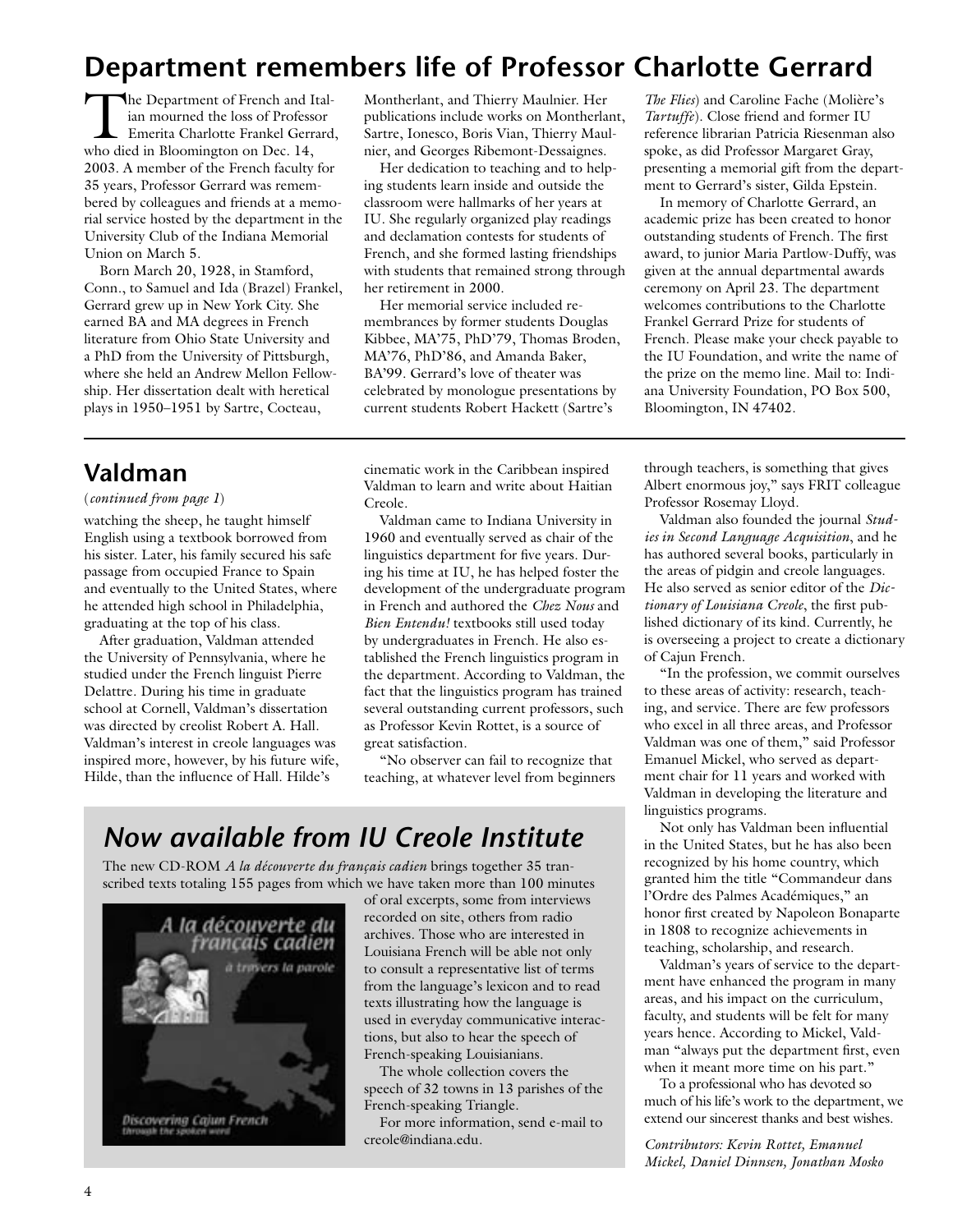# Department remembers life of Professor Charlotte Gerrard

The Department of French and Italian mourned the loss of Professor Emerita Charlotte Frankel Gerrard, who died in Bloomington on Dec. 14, 2003. A member of the French faculty for 35 years, Professor Gerrard was remembered by colleagues and friends at a memorial service hosted by the department in the University Club of the Indiana Memorial Union on March 5.

Born March 20, 1928, in Stamford, Conn., to Samuel and Ida (Brazel) Frankel, Gerrard grew up in New York City. She earned BA and MA degrees in French literature from Ohio State University and a PhD from the University of Pittsburgh, where she held an Andrew Mellon Fellowship. Her dissertation dealt with heretical plays in 1950–1951 by Sartre, Cocteau, Montherlant, and Thierry Maulnier. Her publications include works on Montherlant, Sartre, Ionesco, Boris Vian, Thierry Maulnier, and Georges Ribemont-Dessaignes.

Her dedication to teaching and to helping students learn inside and outside the classroom were hallmarks of her years at IU. She regularly organized play readings and declamation contests for students of French, and she formed lasting friendships with students that remained strong through her retirement in 2000.

Her memorial service included remembrances by former students Douglas Kibbee, MA'75, PhD'79, Thomas Broden, MA'76, PhD'86, and Amanda Baker, BA'99. Gerrard's love of theater was celebrated by monologue presentations by current students Robert Hackett (Sartre's *The Flies*) and Caroline Fache (Molière's *Tartuffe*). Close friend and former IU reference librarian Patricia Riesenman also spoke, as did Professor Margaret Gray, presenting a memorial gift from the department to Gerrard's sister, Gilda Epstein.

In memory of Charlotte Gerrard, an academic prize has been created to honor outstanding students of French. The first award, to junior Maria Partlow-Duffy, was given at the annual departmental awards ceremony on April 23. The department welcomes contributions to the Charlotte Frankel Gerrard Prize for students of French. Please make your check payable to the IU Foundation, and write the name of the prize on the memo line. Mail to: Indiana University Foundation, PO Box 500, Bloomington, IN 47402.

## Valdman

(*continued from page 1*)

watching the sheep, he taught himself English using a textbook borrowed from his sister. Later, his family secured his safe passage from occupied France to Spain and eventually to the United States, where he attended high school in Philadelphia, graduating at the top of his class.

After graduation, Valdman attended the University of Pennsylvania, where he studied under the French linguist Pierre Delattre. During his time in graduate school at Cornell, Valdman's dissertation was directed by creolist Robert A. Hall. Valdman's interest in creole languages was inspired more, however, by his future wife, Hilde, than the influence of Hall. Hilde's cinematic work in the Caribbean inspired Valdman to learn and write about Haitian Creole.

Valdman came to Indiana University in 1960 and eventually served as chair of the linguistics department for five years. During his time at IU, he has helped foster the development of the undergraduate program in French and authored the *Chez Nous* and *Bien Entendu!* textbooks still used today by undergraduates in French. He also established the French linguistics program in the department. According to Valdman, the fact that the linguistics program has trained several outstanding current professors, such as Professor Kevin Rottet, is a source of great satisfaction.

"No observer can fail to recognize that teaching, at whatever level from beginners through teachers, is something that gives Albert enormous joy," says FRIT colleague Professor Rosemay Lloyd.

Valdman also founded the journal *Studies in Second Language Acquisition*, and he has authored several books, particularly in the areas of pidgin and creole languages. He also served as senior editor of the *Dictionary of Louisiana Creole*, the first published dictionary of its kind. Currently, he is overseeing a project to create a dictionary of Cajun French.

"In the profession, we commit ourselves to these areas of activity: research, teaching, and service. There are few professors who excel in all three areas, and Professor Valdman was one of them," said Professor Emanuel Mickel, who served as department chair for 11 years and worked with Valdman in developing the literature and linguistics programs.

Not only has Valdman been influential in the United States, but he has also been recognized by his home country, which granted him the title "Commandeur dans l'Ordre des Palmes Académiques," an honor first created by Napoleon Bonaparte in 1808 to recognize achievements in teaching, scholarship, and research.

Valdman's years of service to the department have enhanced the program in many areas, and his impact on the curriculum, faculty, and students will be felt for many years hence. According to Mickel, Valdman "always put the department first, even when it meant more time on his part."

To a professional who has devoted so much of his life's work to the department, we extend our sincerest thanks and best wishes.

*Contributors: Kevin Rottet, Emanuel Mickel, Daniel Dinnsen, Jonathan Mosko*

## *Now available from IU Creole Institute*

The new CD-ROM *A la découverte du français cadien* brings together 35 transcribed texts totaling 155 pages from which we have taken more than 100 minutes of oral excerpts, some from interviews recorded on site, others from radio archives. Those who are interested in Louisiana French will be able not only to consult a representative list of terms from the language's lexicon and to read texts illustrating how the language is used in everyday communicative interactions, but also to hear the speech of French-speaking Louisianians.

The whole collection covers the speech of 32 towns in 13 parishes of the French-speaking Triangle.

For more information, send e-mail to creole@indiana.edu.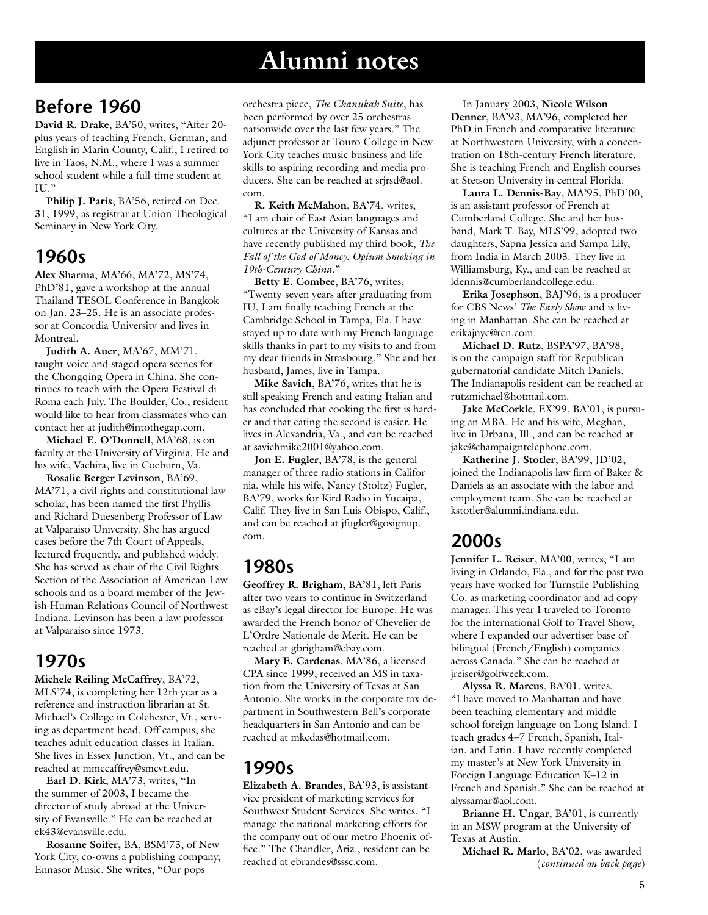# Alumni notes

## Before 1960

**David R. Drake**, BA'50, writes, "After 20-plus years of teaching French, German, and English in Marin County, Calif., I retired to live in Taos, N.M., where I was a summer school student while a full-time student at IU."

**Philip J. Paris**, BA'56, retired on Dec. 31, 1999, as registrar at Union Theological Seminary in New York City.

## 1960s

**Alex Sharma**, MA'66, MA'72, MS'74, PhD'81, gave a workshop at the annual Thailand TESOL Conference in Bangkok on Jan. 23–25. He is an associate professor at Concordia University and lives in Montreal.

**Judith A. Auer**, MA'67, MM'71, taught voice and staged opera scenes for the Chongqing Opera in China. She continues to teach with the Opera Festival di Roma each July. The Boulder, Co., resident would like to hear from classmates who can contact her at judith@intothegap.com.

**Michael E. O'Donnell**, MA'68, is on faculty at the University of Virginia. He and his wife, Vachira, live in Coeburn, Va.

**Rosalie Berger Levinson**, BA'69, MA'71, a civil rights and constitutional law scholar, has been named the first Phyllis and Richard Duesenberg Professor of Law at Valparaiso University. She has argued cases before the 7th Court of Appeals, lectured frequently, and published widely. She has served as chair of the Civil Rights Section of the Association of American Law schools and as a board member of the Jewish Human Relations Council of Northwest Indiana. Levinson has been a law professor at Valparaiso since 1973.

## 1970s

**Michele Reiling McCaffrey**, BA'72, MLS'74, is completing her 12th year as a reference and instruction librarian at St. Michael's College in Colchester, Vt., serving as department head. Off campus, she teaches adult education classes in Italian. She lives in Essex Junction, Vt., and can be reached at mmccaffrey@smcvt.edu.

**Earl D. Kirk**, MA'73, writes, "In the summer of 2003, I became the director of study abroad at the University of Evansville." He can be reached at ek43@evansville.edu.

**Rosanne Soifer,** BA, BSM'73, of New York City, co-owns a publishing company, Ennasor Music. She writes, "Our pops orchestra piece, *The Chanukah Suite*, has been performed by over 25 orchestras nationwide over the last few years." The adjunct professor at Touro College in New York City teaches music business and life skills to aspiring recording and media producers. She can be reached at srjrsd@aol.com.

**R. Keith McMahon**, BA'74, writes, "I am chair of East Asian languages and cultures at the University of Kansas and have recently published my third book, *The Fall of the God of Money: Opium Smoking in 19th-Century China*."

**Betty E. Combee**, BA'76, writes, "Twenty-seven years after graduating from IU, I am finally teaching French at the Cambridge School in Tampa, Fla. I have stayed up to date with my French language skills thanks in part to my visits to and from my dear friends in Strasbourg." She and her husband, James, live in Tampa.

**Mike Savich**, BA'76, writes that he is still speaking French and eating Italian and has concluded that cooking the first is harder and that eating the second is easier. He lives in Alexandria, Va., and can be reached at savichmike2001@yahoo.com.

**Jon E. Fugler**, BA'78, is the general manager of three radio stations in California, while his wife, Nancy (Stoltz) Fugler, BA'79, works for Kird Radio in Yucaipa, Calif. They live in San Luis Obispo, Calif., and can be reached at jfugler@gosignup.com.

## 1980s

**Geoffrey R. Brigham**, BA'81, left Paris after two years to continue in Switzerland as eBay's legal director for Europe. He was awarded the French honor of Chevelier de L'Ordre Nationale de Merit. He can be reached at gbrigham@ebay.com.

**Mary E. Cardenas**, MA'86, a licensed CPA since 1999, received an MS in taxation from the University of Texas at San Antonio. She works in the corporate tax department in Southwestern Bell's corporate headquarters in San Antonio and can be reached at mkedas@hotmail.com.

## 1990s

**Elizabeth A. Brandes**, BA'93, is assistant vice president of marketing services for Southwest Student Services. She writes, "I manage the national marketing efforts for the company out of our metro Phoenix office." The Chandler, Ariz., resident can be reached at ebrandes@sssc.com.

In January 2003, **Nicole Wilson Denner**, BA'93, MA'96, completed her PhD in French and comparative literature at Northwestern University, with a concentration on 18th-century French literature. She is teaching French and English courses at Stetson University in central Florida.

**Laura L. Dennis-Bay**, MA'95, PhD'00, is an assistant professor of French at Cumberland College. She and her husband, Mark T. Bay, MLS'99, adopted two daughters, Sapna Jessica and Sampa Lily, from India in March 2003. They live in Williamsburg, Ky., and can be reached at ldennis@cumberlandcollege.edu.

**Erika Josephson**, BAJ'96, is a producer for CBS News' *The Early Show* and is living in Manhattan. She can be reached at erikajnyc@rcn.com.

**Michael D. Rutz**, BSPA'97, BA'98, is on the campaign staff for Republican gubernatorial candidate Mitch Daniels. The Indianapolis resident can be reached at rutzmichael@hotmail.com.

**Jake McCorkle**, EX'99, BA'01, is pursuing an MBA. He and his wife, Meghan, live in Urbana, Ill., and can be reached at jake@champaigntelephone.com.

**Katherine J. Stotler**, BA'99, JD'02, joined the Indianapolis law firm of Baker & Daniels as an associate with the labor and employment team. She can be reached at kstotler@alumni.indiana.edu.

## 2000s

**Jennifer L. Reiser**, MA'00, writes, "I am living in Orlando, Fla., and for the past two years have worked for Turnstile Publishing Co. as marketing coordinator and ad copy manager. This year I traveled to Toronto for the international Golf to Travel Show, where I expanded our advertiser base of bilingual (French/English) companies across Canada." She can be reached at jreiser@golfweek.com.

**Alyssa R. Marcus**, BA'01, writes, "I have moved to Manhattan and have been teaching elementary and middle school foreign language on Long Island. I teach grades 4–7 French, Spanish, Italian, and Latin. I have recently completed my master's at New York University in Foreign Language Education K–12 in French and Spanish." She can be reached at alyssamar@aol.com.

**Brianne H. Ungar**, BA'01, is currently in an MSW program at the University of Texas at Austin.

**Michael R. Marlo**, BA'02, was awarded

(*continued on back page*)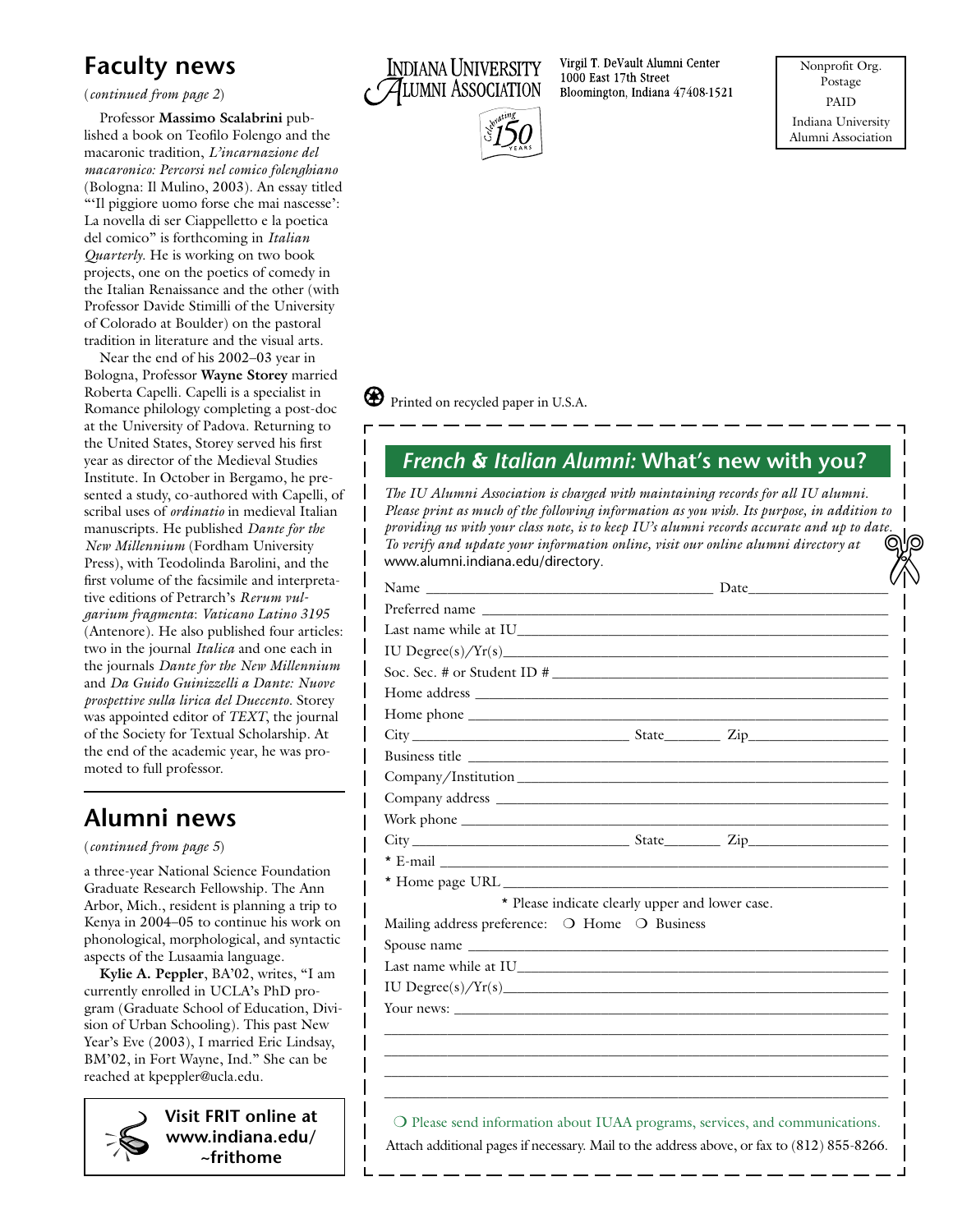## Faculty news

(*continued from page 2*)

Professor **Massimo Scalabrini** published a book on Teofilo Folengo and the macaronic tradition, *L'incarnazione del macaronico: Percorsi nel comico folenghiano* (Bologna: Il Mulino, 2003). An essay titled "'Il piggiore uomo forse che mai nascesse': La novella di ser Ciappelletto e la poetica del comico" is forthcoming in *Italian Quarterly*. He is working on two book projects, one on the poetics of comedy in the Italian Renaissance and the other (with Professor Davide Stimilli of the University of Colorado at Boulder) on the pastoral tradition in literature and the visual arts.

Near the end of his 2002–03 year in Bologna, Professor **Wayne Storey** married Roberta Capelli. Capelli is a specialist in Romance philology completing a post-doc at the University of Padova. Returning to the United States, Storey served his first year as director of the Medieval Studies Institute. In October in Bergamo, he presented a study, co-authored with Capelli, of scribal uses of *ordinatio* in medieval Italian manuscripts. He published *Dante for the New Millennium* (Fordham University Press), with Teodolinda Barolini, and the first volume of the facsimile and interpretative editions of Petrarch's *Rerum vulgarium fragmenta*: *Vaticano Latino 3195* (Antenore). He also published four articles: two in the journal *Italica* and one each in the journals *Dante for the New Millennium* and *Da Guido Guinizzelli a Dante: Nuove prospettive sulla lirica del Duecento*. Storey was appointed editor of *TEXT*, the journal of the Society for Textual Scholarship. At the end of the academic year, he was promoted to full professor.

## Alumni news

(*continued from page 5*)

a three-year National Science Foundation Graduate Research Fellowship. The Ann Arbor, Mich., resident is planning a trip to Kenya in 2004–05 to continue his work on phonological, morphological, and syntactic aspects of the Lusaamia language.

**Kylie A. Peppler**, BA'02, writes, "I am currently enrolled in UCLA's PhD program (Graduate School of Education, Division of Urban Schooling). This past New Year's Eve (2003), I married Eric Lindsay, BM'02, in Fort Wayne, Ind." She can be reached at kpeppler@ucla.edu.

**Visit FRIT online at www.indiana.edu/~frithome**

Indiana University Alumni Association
Celebrating 150 Years

Virgil T. DeVault Alumni Center
1000 East 17th Street
Bloomington, Indiana 47408-1521

Nonprofit Org.
Postage
PAID
Indiana University
Alumni Association

Printed on recycled paper in U.S.A.

## *French & Italian Alumni:* What's new with you?

*The IU Alumni Association is charged with maintaining records for all IU alumni. Please print as much of the following information as you wish. Its purpose, in addition to providing us with your class note, is to keep IU's alumni records accurate and up to date. To verify and update your information online, visit our online alumni directory at* www.alumni.indiana.edu/directory.

Name ____________________ Date ____________

Preferred name ____________________

Last name while at IU ____________________

IU Degree(s)/Yr(s) ____________________

Soc. Sec. # or Student ID # ____________________

Home address ____________________

Home phone ____________________

City ____________ State ______ Zip ____________

Business title ____________________

Company/Institution ____________________

Company address ____________________

Work phone ____________________

City ____________ State ______ Zip ____________

* E-mail ____________________

* Home page URL ____________________

* Please indicate clearly upper and lower case.

Mailing address preference: ❍ Home ❍ Business

Spouse name ____________________

Last name while at IU ____________________

IU Degree(s)/Yr(s) ____________________

Your news: ____________________

____________________

____________________

____________________

____________________

❍ Please send information about IUAA programs, services, and communications.

Attach additional pages if necessary. Mail to the address above, or fax to (812) 855-8266.